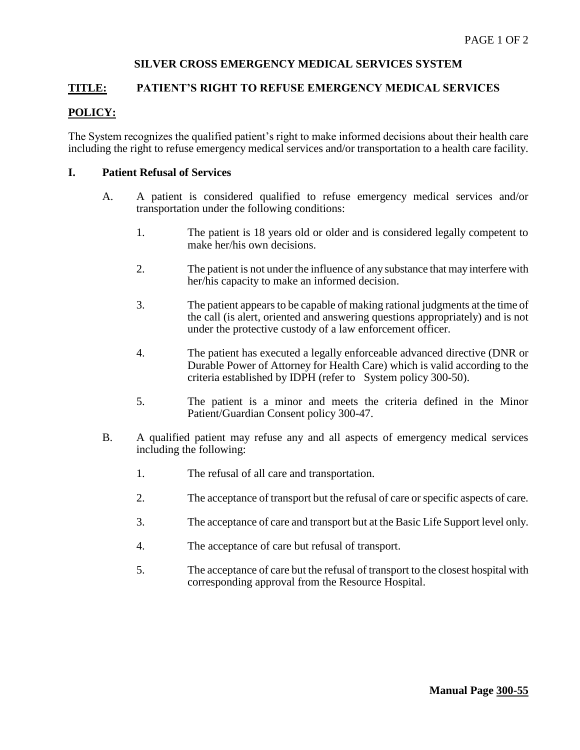# SILVER CROSS EMERGENCY MEDICAL SERVICES SYSTEM

## TITLE: PATIENT'S RIGHT TO REFUSE EMERGENCY MEDICAL SERVICES

## POLICY:

The System recognizes the qualified patient's right to make informed decisions about their health care including the right to refuse emergency medical services and/or transportation to a health care facility.

### I. Patient Refusal of Services

A. A patient is considered qualified to refuse emergency medical services and/or transportation under the following conditions:

1. The patient is 18 years old or older and is considered legally competent to make her/his own decisions.

2. The patient is not under the influence of any substance that may interfere with her/his capacity to make an informed decision.

3. The patient appears to be capable of making rational judgments at the time of the call (is alert, oriented and answering questions appropriately) and is not under the protective custody of a law enforcement officer.

4. The patient has executed a legally enforceable advanced directive (DNR or Durable Power of Attorney for Health Care) which is valid according to the criteria established by IDPH (refer to System policy 300-50).

5. The patient is a minor and meets the criteria defined in the Minor Patient/Guardian Consent policy 300-47.

B. A qualified patient may refuse any and all aspects of emergency medical services including the following:

1. The refusal of all care and transportation.

2. The acceptance of transport but the refusal of care or specific aspects of care.

3. The acceptance of care and transport but at the Basic Life Support level only.

4. The acceptance of care but refusal of transport.

5. The acceptance of care but the refusal of transport to the closest hospital with corresponding approval from the Resource Hospital.

**Manual Page 300-55**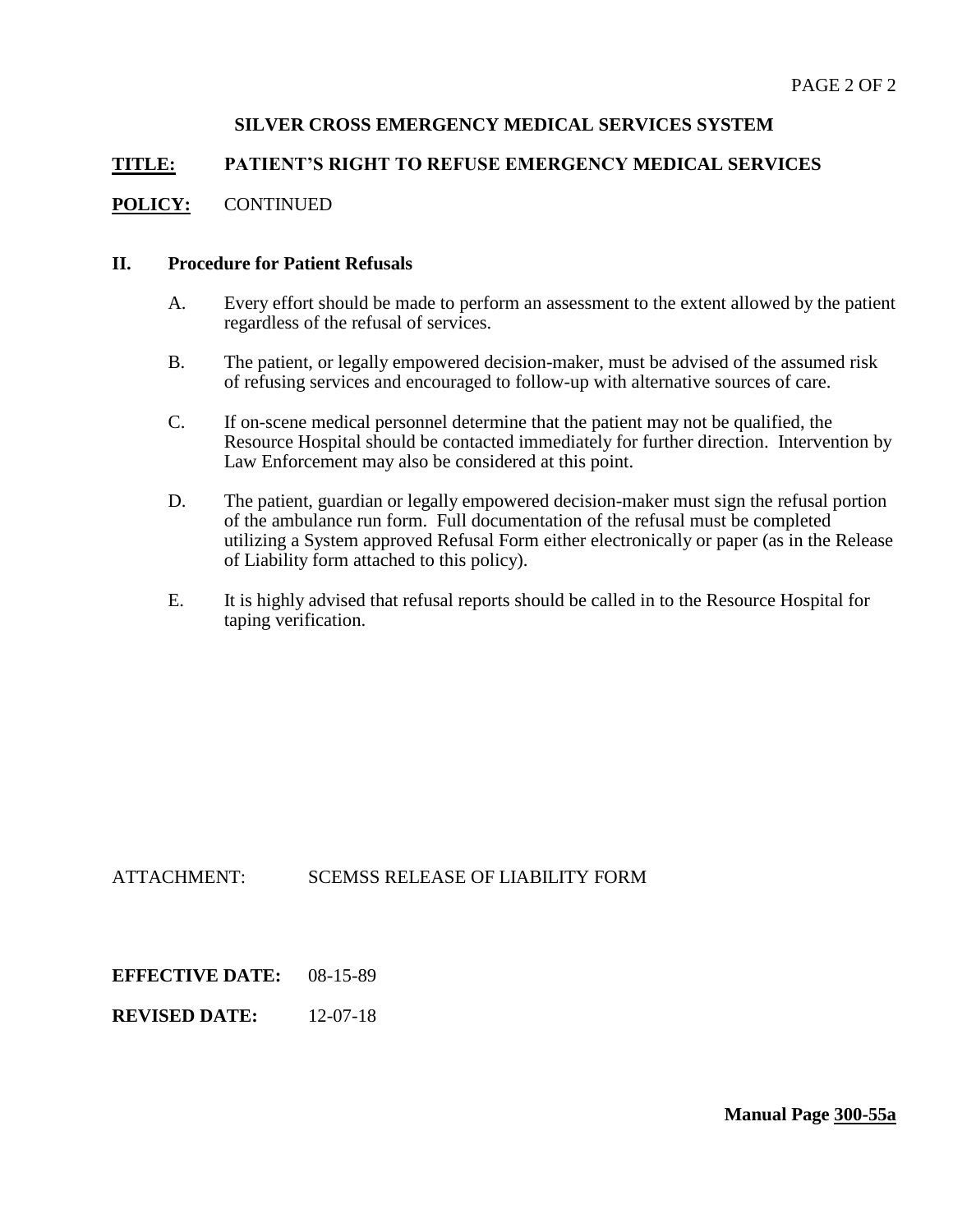**SILVER CROSS EMERGENCY MEDICAL SERVICES SYSTEM**

**TITLE:** **PATIENT'S RIGHT TO REFUSE EMERGENCY MEDICAL SERVICES**

**POLICY:** CONTINUED

## II. Procedure for Patient Refusals

A. Every effort should be made to perform an assessment to the extent allowed by the patient regardless of the refusal of services.

B. The patient, or legally empowered decision-maker, must be advised of the assumed risk of refusing services and encouraged to follow-up with alternative sources of care.

C. If on-scene medical personnel determine that the patient may not be qualified, the Resource Hospital should be contacted immediately for further direction. Intervention by Law Enforcement may also be considered at this point.

D. The patient, guardian or legally empowered decision-maker must sign the refusal portion of the ambulance run form. Full documentation of the refusal must be completed utilizing a System approved Refusal Form either electronically or paper (as in the Release of Liability form attached to this policy).

E. It is highly advised that refusal reports should be called in to the Resource Hospital for taping verification.

ATTACHMENT: SCEMSS RELEASE OF LIABILITY FORM

**EFFECTIVE DATE:** 08-15-89

**REVISED DATE:** 12-07-18

**Manual Page 300-55a**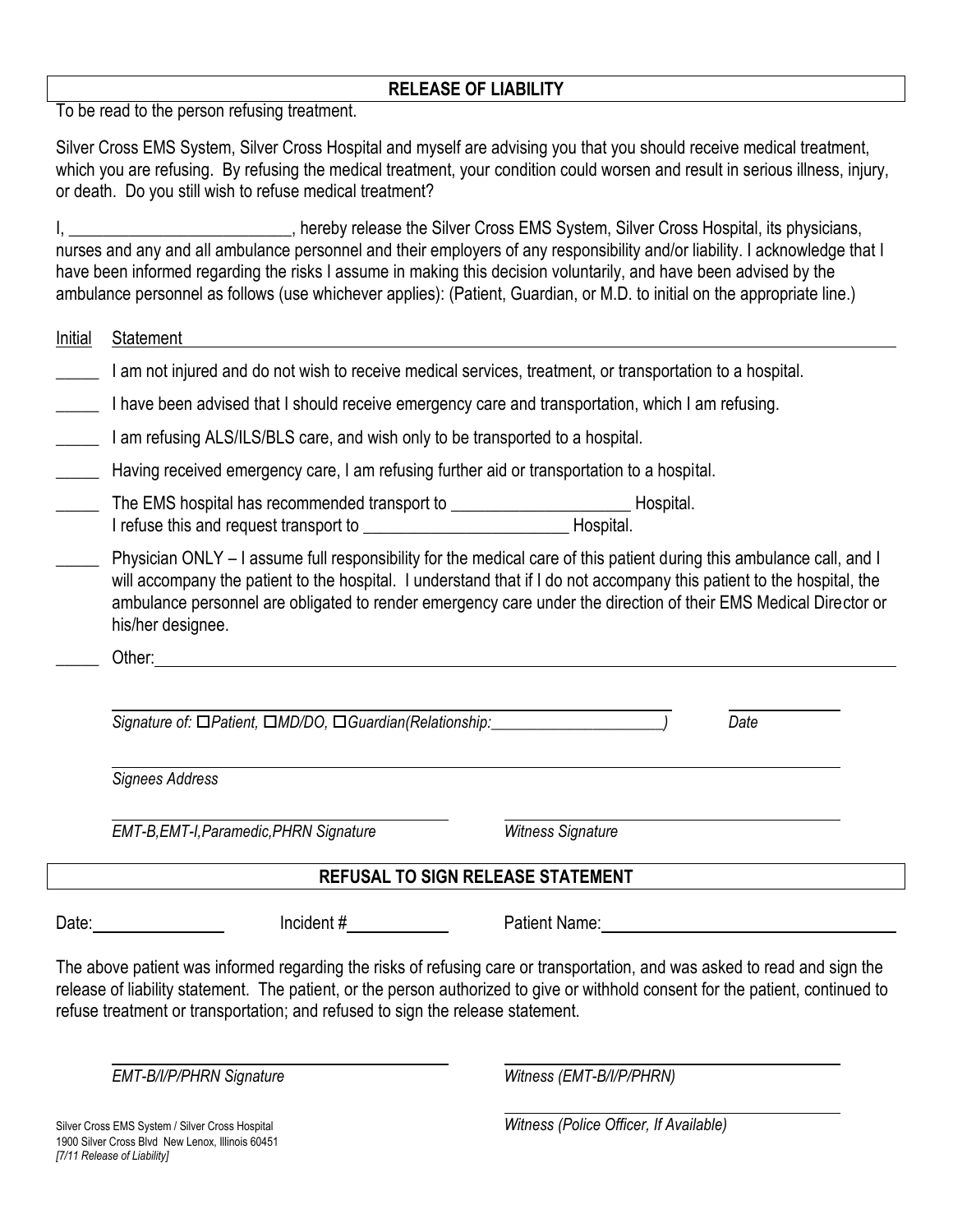## RELEASE OF LIABILITY

To be read to the person refusing treatment.

Silver Cross EMS System, Silver Cross Hospital and myself are advising you that you should receive medical treatment, which you are refusing. By refusing the medical treatment, your condition could worsen and result in serious illness, injury, or death. Do you still wish to refuse medical treatment?

I, __________________________, hereby release the Silver Cross EMS System, Silver Cross Hospital, its physicians, nurses and any and all ambulance personnel and their employers of any responsibility and/or liability. I acknowledge that I have been informed regarding the risks I assume in making this decision voluntarily, and have been advised by the ambulance personnel as follows (use whichever applies): (Patient, Guardian, or M.D. to initial on the appropriate line.)

| Initial | Statement |
|---|---|
| _____ | I am not injured and do not wish to receive medical services, treatment, or transportation to a hospital. |
| _____ | I have been advised that I should receive emergency care and transportation, which I am refusing. |
| _____ | I am refusing ALS/ILS/BLS care, and wish only to be transported to a hospital. |
| _____ | Having received emergency care, I am refusing further aid or transportation to a hospital. |
| _____ | The EMS hospital has recommended transport to ____________________ Hospital. I refuse this and request transport to ________________________ Hospital. |
| _____ | Physician ONLY – I assume full responsibility for the medical care of this patient during this ambulance call, and I will accompany the patient to the hospital. I understand that if I do not accompany this patient to the hospital, the ambulance personnel are obligated to render emergency care under the direction of their EMS Medical Director or his/her designee. |
| _____ | Other: |

_______________________________________________ ____________

*Signature of: ☐Patient, ☐MD/DO, ☐Guardian(Relationship:____________________)* *Date*

_______________________________________________

*Signees Address*

_______________________________ _______________________________

*EMT-B,EMT-I,Paramedic,PHRN Signature* *Witness Signature*

## REFUSAL TO SIGN RELEASE STATEMENT

Date:______________ Incident #___________ Patient Name:______________________________

The above patient was informed regarding the risks of refusing care or transportation, and was asked to read and sign the release of liability statement. The patient, or the person authorized to give or withhold consent for the patient, continued to refuse treatment or transportation; and refused to sign the release statement.

_______________________________ _______________________________

*EMT-B/I/P/PHRN Signature* *Witness (EMT-B/I/P/PHRN)*

_______________________________

*Witness (Police Officer, If Available)*

Silver Cross EMS System / Silver Cross Hospital
1900 Silver Cross Blvd New Lenox, Illinois 60451
*[7/11 Release of Liability]*